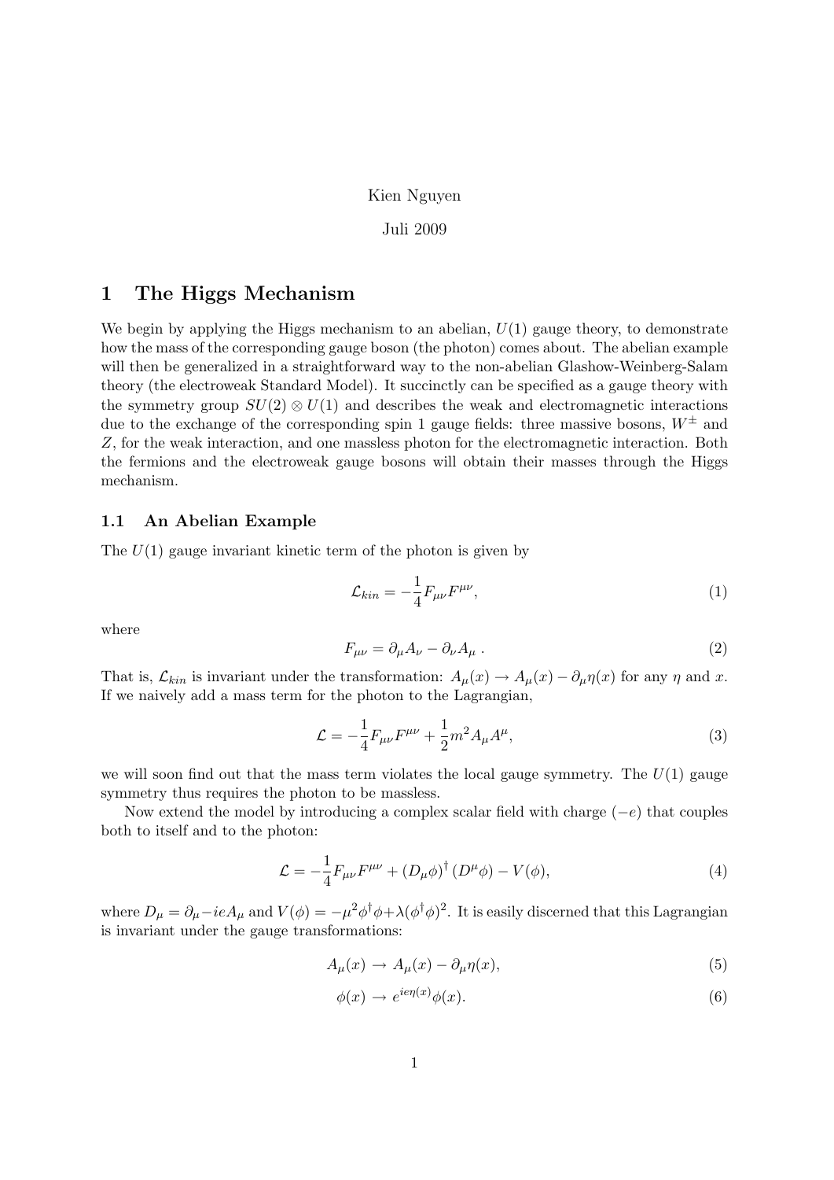Kien Nguyen

Juli 2009

# 1 The Higgs Mechanism

We begin by applying the Higgs mechanism to an abelian, $U(1)$ gauge theory, to demonstrate how the mass of the corresponding gauge boson (the photon) comes about. The abelian example will then be generalized in a straightforward way to the non-abelian Glashow-Weinberg-Salam theory (the electroweak Standard Model). It succinctly can be specified as a gauge theory with the symmetry group $SU(2) \otimes U(1)$ and describes the weak and electromagnetic interactions due to the exchange of the corresponding spin 1 gauge fields: three massive bosons, $W^{\pm}$ and $Z$, for the weak interaction, and one massless photon for the electromagnetic interaction. Both the fermions and the electroweak gauge bosons will obtain their masses through the Higgs mechanism.

## 1.1 An Abelian Example

The $U(1)$ gauge invariant kinetic term of the photon is given by

$$\mathcal{L}_{kin} = -\frac{1}{4} F_{\mu\nu} F^{\mu\nu}, \tag{1}$$

where

$$F_{\mu\nu} = \partial_\mu A_\nu - \partial_\nu A_\mu \ . \tag{2}$$

That is, $\mathcal{L}_{kin}$ is invariant under the transformation: $A_\mu(x) \to A_\mu(x) - \partial_\mu \eta(x)$ for any $\eta$ and $x$. If we naively add a mass term for the photon to the Lagrangian,

$$\mathcal{L} = -\frac{1}{4} F_{\mu\nu} F^{\mu\nu} + \frac{1}{2} m^2 A_\mu A^\mu, \tag{3}$$

we will soon find out that the mass term violates the local gauge symmetry. The $U(1)$ gauge symmetry thus requires the photon to be massless.

Now extend the model by introducing a complex scalar field with charge $(-e)$ that couples both to itself and to the photon:

$$\mathcal{L} = -\frac{1}{4} F_{\mu\nu} F^{\mu\nu} + (D_\mu \phi)^\dagger (D^\mu \phi) - V(\phi), \tag{4}$$

where $D_\mu = \partial_\mu - ieA_\mu$ and $V(\phi) = -\mu^2 \phi^\dagger \phi + \lambda (\phi^\dagger \phi)^2$. It is easily discerned that this Lagrangian is invariant under the gauge transformations:

$$A_\mu(x) \to A_\mu(x) - \partial_\mu \eta(x), \tag{5}$$

$$\phi(x) \to e^{ie\eta(x)} \phi(x). \tag{6}$$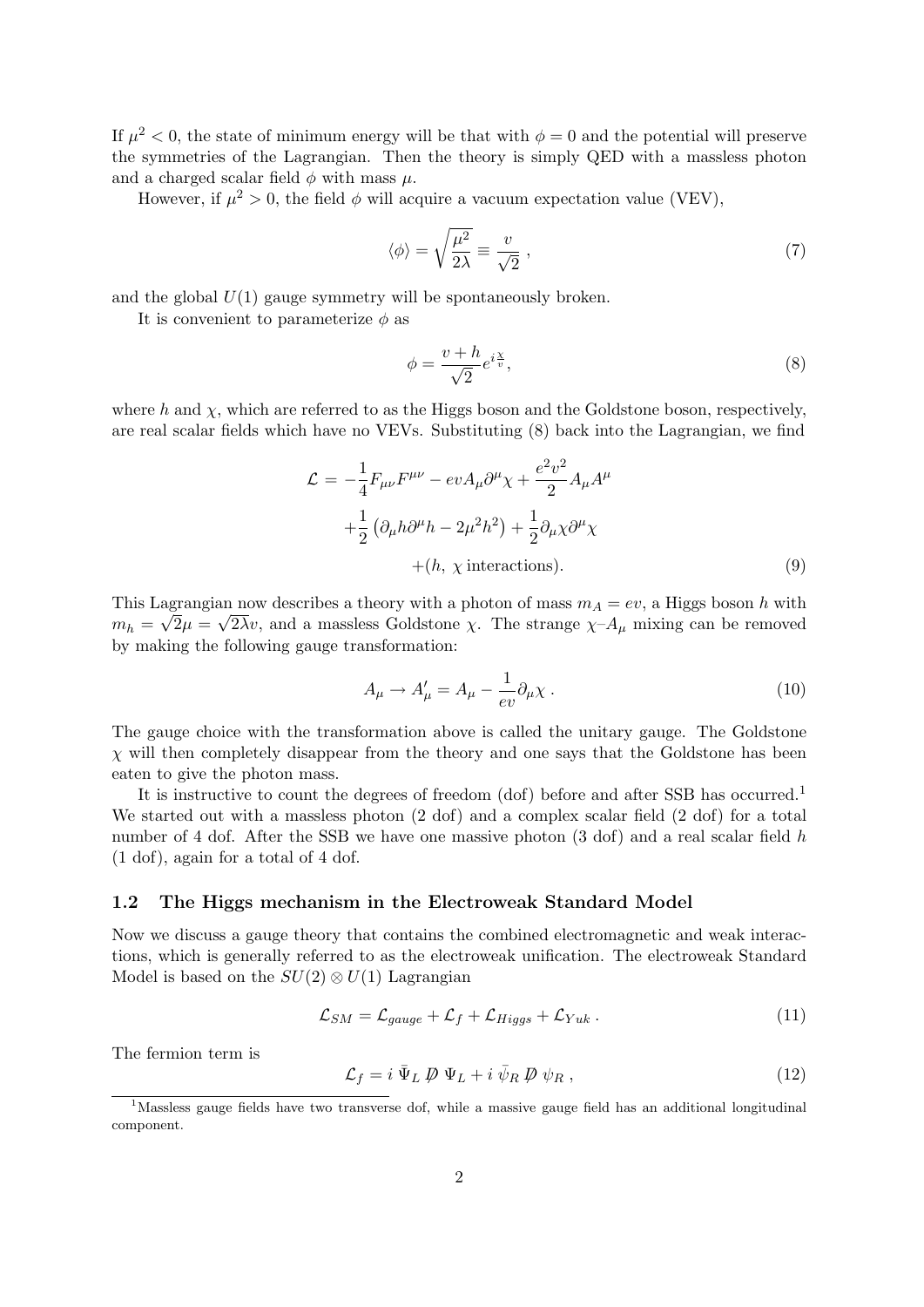If $\mu^2 < 0$, the state of minimum energy will be that with $\phi = 0$ and the potential will preserve the symmetries of the Lagrangian. Then the theory is simply QED with a massless photon and a charged scalar field $\phi$ with mass $\mu$.

However, if $\mu^2 > 0$, the field $\phi$ will acquire a vacuum expectation value (VEV),

$$\langle \phi \rangle = \sqrt{\frac{\mu^2}{2\lambda}} \equiv \frac{v}{\sqrt{2}} \,, \tag{7}$$

and the global $U(1)$ gauge symmetry will be spontaneously broken.

It is convenient to parameterize $\phi$ as

$$\phi = \frac{v+h}{\sqrt{2}} e^{i\frac{\chi}{v}}, \tag{8}$$

where $h$ and $\chi$, which are referred to as the Higgs boson and the Goldstone boson, respectively, are real scalar fields which have no VEVs. Substituting (8) back into the Lagrangian, we find

$$\begin{aligned}
\mathcal{L} = &-\frac{1}{4}F_{\mu\nu}F^{\mu\nu} - evA_\mu\partial^\mu\chi + \frac{e^2v^2}{2}A_\mu A^\mu \\
&+\frac{1}{2}\left(\partial_\mu h \partial^\mu h - 2\mu^2 h^2\right) + \frac{1}{2}\partial_\mu\chi\partial^\mu\chi \\
&+(h,\ \chi \text{ interactions}).
\end{aligned} \tag{9}$$

This Lagrangian now describes a theory with a photon of mass $m_A = ev$, a Higgs boson $h$ with $m_h = \sqrt{2}\mu = \sqrt{2\lambda}v$, and a massless Goldstone $\chi$. The strange $\chi$–$A_\mu$ mixing can be removed by making the following gauge transformation:

$$A_\mu \to A'_\mu = A_\mu - \frac{1}{ev}\partial_\mu\chi \,. \tag{10}$$

The gauge choice with the transformation above is called the unitary gauge. The Goldstone $\chi$ will then completely disappear from the theory and one says that the Goldstone has been eaten to give the photon mass.

It is instructive to count the degrees of freedom (dof) before and after SSB has occurred.[1] We started out with a massless photon (2 dof) and a complex scalar field (2 dof) for a total number of 4 dof. After the SSB we have one massive photon (3 dof) and a real scalar field $h$ (1 dof), again for a total of 4 dof.

### 1.2 The Higgs mechanism in the Electroweak Standard Model

Now we discuss a gauge theory that contains the combined electromagnetic and weak interactions, which is generally referred to as the electroweak unification. The electroweak Standard Model is based on the $SU(2) \otimes U(1)$ Lagrangian

$$\mathcal{L}_{SM} = \mathcal{L}_{gauge} + \mathcal{L}_f + \mathcal{L}_{Higgs} + \mathcal{L}_{Yuk} \,. \tag{11}$$

The fermion term is

$$\mathcal{L}_f = i\,\bar{\Psi}_L \not{D}\, \Psi_L + i\,\bar{\psi}_R \not{D}\, \psi_R \,, \tag{12}$$

[1] Massless gauge fields have two transverse dof, while a massive gauge field has an additional longitudinal component.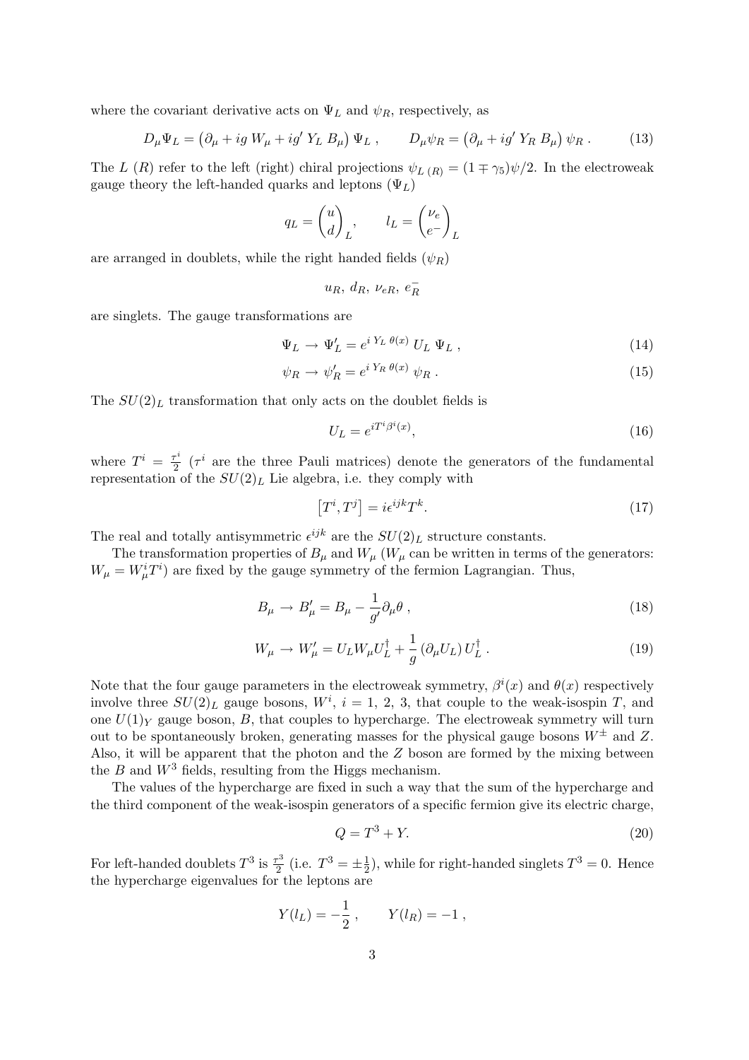where the covariant derivative acts on $\Psi_L$ and $\psi_R$, respectively, as

$$D_\mu \Psi_L = \left(\partial_\mu + ig\; W_\mu + ig'\; Y_L\; B_\mu\right) \Psi_L\;, \qquad D_\mu \psi_R = \left(\partial_\mu + ig'\; Y_R\; B_\mu\right) \psi_R\;. \tag{13}$$

The $L$ ($R$) refer to the left (right) chiral projections $\psi_{L\,(R)} = (1 \mp \gamma_5)\psi/2$. In the electroweak gauge theory the left-handed quarks and leptons ($\Psi_L$)

$$q_L = \begin{pmatrix} u \\ d \end{pmatrix}_L, \qquad l_L = \begin{pmatrix} \nu_e \\ e^- \end{pmatrix}_L$$

are arranged in doublets, while the right handed fields ($\psi_R$)

$$u_R,\; d_R,\; \nu_{eR},\; e_R^-$$

are singlets. The gauge transformations are

$$\Psi_L \to \Psi_L' = e^{i\; Y_L\; \theta(x)}\; U_L\; \Psi_L\;, \tag{14}$$

$$\psi_R \to \psi_R' = e^{i\; Y_R\; \theta(x)}\; \psi_R\;. \tag{15}$$

The $SU(2)_L$ transformation that only acts on the doublet fields is

$$U_L = e^{iT^i \beta^i(x)}, \tag{16}$$

where $T^i = \frac{\tau^i}{2}$ ($\tau^i$ are the three Pauli matrices) denote the generators of the fundamental representation of the $SU(2)_L$ Lie algebra, i.e. they comply with

$$\left[T^i, T^j\right] = i\epsilon^{ijk} T^k. \tag{17}$$

The real and totally antisymmetric $\epsilon^{ijk}$ are the $SU(2)_L$ structure constants.

The transformation properties of $B_\mu$ and $W_\mu$ ($W_\mu$ can be written in terms of the generators: $W_\mu = W_\mu^i T^i$) are fixed by the gauge symmetry of the fermion Lagrangian. Thus,

$$B_\mu \to B_\mu' = B_\mu - \frac{1}{g'} \partial_\mu \theta\;, \tag{18}$$

$$W_\mu \to W_\mu' = U_L W_\mu U_L^\dagger + \frac{1}{g} \left(\partial_\mu U_L\right) U_L^\dagger\;. \tag{19}$$

Note that the four gauge parameters in the electroweak symmetry, $\beta^i(x)$ and $\theta(x)$ respectively involve three $SU(2)_L$ gauge bosons, $W^i$, $i = 1,\ 2,\ 3$, that couple to the weak-isospin $T$, and one $U(1)_Y$ gauge boson, $B$, that couples to hypercharge. The electroweak symmetry will turn out to be spontaneously broken, generating masses for the physical gauge bosons $W^\pm$ and $Z$. Also, it will be apparent that the photon and the $Z$ boson are formed by the mixing between the $B$ and $W^3$ fields, resulting from the Higgs mechanism.

The values of the hypercharge are fixed in such a way that the sum of the hypercharge and the third component of the weak-isospin generators of a specific fermion give its electric charge,

$$Q = T^3 + Y. \tag{20}$$

For left-handed doublets $T^3$ is $\frac{\tau^3}{2}$ (i.e. $T^3 = \pm\frac{1}{2}$), while for right-handed singlets $T^3 = 0$. Hence the hypercharge eigenvalues for the leptons are

$$Y(l_L) = -\frac{1}{2}\;, \qquad Y(l_R) = -1\;,$$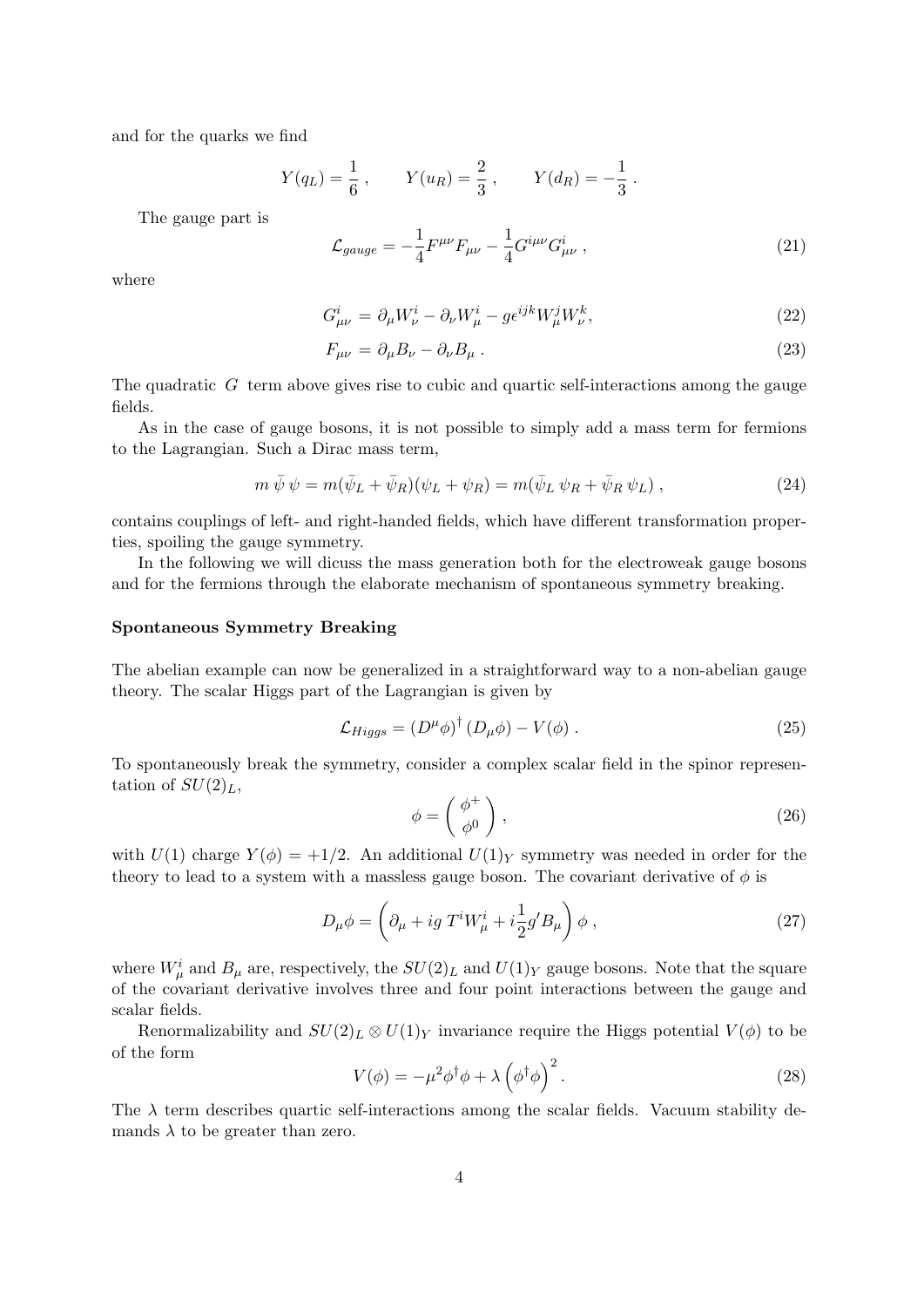and for the quarks we find

$$Y(q_L) = \frac{1}{6} \,, \qquad Y(u_R) = \frac{2}{3} \,, \qquad Y(d_R) = -\frac{1}{3} \,.$$

The gauge part is

$$\mathcal{L}_{gauge} = -\frac{1}{4} F^{\mu\nu} F_{\mu\nu} - \frac{1}{4} G^{i\mu\nu} G^{i}_{\mu\nu} \,, \tag{21}$$

where

$$G^{i}_{\mu\nu} = \partial_\mu W^i_\nu - \partial_\nu W^i_\mu - g \epsilon^{ijk} W^j_\mu W^k_\nu, \tag{22}$$

$$F_{\mu\nu} = \partial_\mu B_\nu - \partial_\nu B_\mu \,. \tag{23}$$

The quadratic $G$ term above gives rise to cubic and quartic self-interactions among the gauge fields.

As in the case of gauge bosons, it is not possible to simply add a mass term for fermions to the Lagrangian. Such a Dirac mass term,

$$m\, \bar{\psi}\, \psi = m(\bar{\psi}_L + \bar{\psi}_R)(\psi_L + \psi_R) = m(\bar{\psi}_L\, \psi_R + \bar{\psi}_R\, \psi_L) \,, \tag{24}$$

contains couplings of left- and right-handed fields, which have different transformation properties, spoiling the gauge symmetry.

In the following we will dicuss the mass generation both for the electroweak gauge bosons and for the fermions through the elaborate mechanism of spontaneous symmetry breaking.

### Spontaneous Symmetry Breaking

The abelian example can now be generalized in a straightforward way to a non-abelian gauge theory. The scalar Higgs part of the Lagrangian is given by

$$\mathcal{L}_{Higgs} = (D^\mu \phi)^\dagger (D_\mu \phi) - V(\phi) \,. \tag{25}$$

To spontaneously break the symmetry, consider a complex scalar field in the spinor representation of $SU(2)_L$,

$$\phi = \begin{pmatrix} \phi^+ \\ \phi^0 \end{pmatrix} , \tag{26}$$

with $U(1)$ charge $Y(\phi) = +1/2$. An additional $U(1)_Y$ symmetry was needed in order for the theory to lead to a system with a massless gauge boson. The covariant derivative of $\phi$ is

$$D_\mu \phi = \left( \partial_\mu + ig\, T^i W^i_\mu + i\frac{1}{2} g' B_\mu \right) \phi \,, \tag{27}$$

where $W^i_\mu$ and $B_\mu$ are, respectively, the $SU(2)_L$ and $U(1)_Y$ gauge bosons. Note that the square of the covariant derivative involves three and four point interactions between the gauge and scalar fields.

Renormalizability and $SU(2)_L \otimes U(1)_Y$ invariance require the Higgs potential $V(\phi)$ to be of the form

$$V(\phi) = -\mu^2 \phi^\dagger \phi + \lambda \left( \phi^\dagger \phi \right)^2 . \tag{28}$$

The $\lambda$ term describes quartic self-interactions among the scalar fields. Vacuum stability demands $\lambda$ to be greater than zero.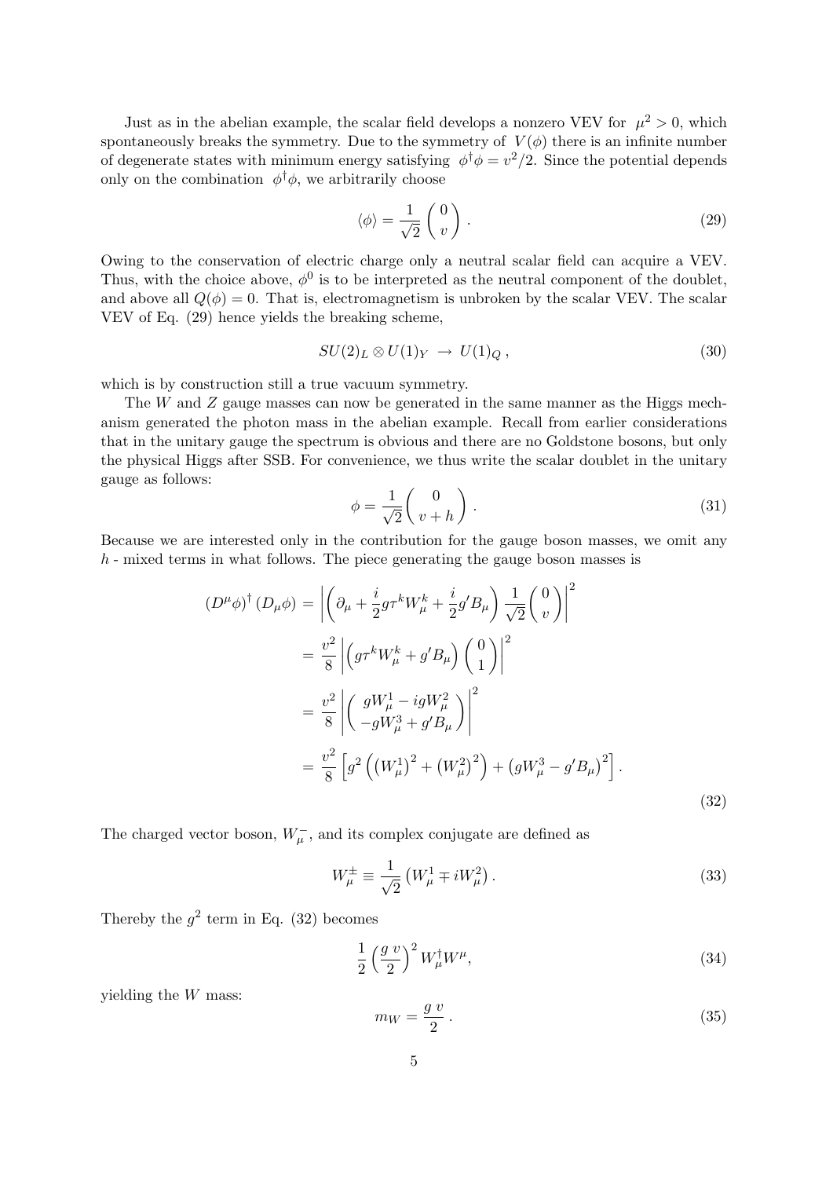Just as in the abelian example, the scalar field develops a nonzero VEV for $\mu^2 > 0$, which spontaneously breaks the symmetry. Due to the symmetry of $V(\phi)$ there is an infinite number of degenerate states with minimum energy satisfying $\phi^\dagger\phi = v^2/2$. Since the potential depends only on the combination $\phi^\dagger\phi$, we arbitrarily choose

$$\langle\phi\rangle = \frac{1}{\sqrt{2}}\begin{pmatrix} 0 \\ v \end{pmatrix} . \tag{29}$$

Owing to the conservation of electric charge only a neutral scalar field can acquire a VEV. Thus, with the choice above, $\phi^0$ is to be interpreted as the neutral component of the doublet, and above all $Q(\phi) = 0$. That is, electromagnetism is unbroken by the scalar VEV. The scalar VEV of Eq. (29) hence yields the breaking scheme,

$$SU(2)_L \otimes U(1)_Y \rightarrow U(1)_Q , \tag{30}$$

which is by construction still a true vacuum symmetry.

The $W$ and $Z$ gauge masses can now be generated in the same manner as the Higgs mechanism generated the photon mass in the abelian example. Recall from earlier considerations that in the unitary gauge the spectrum is obvious and there are no Goldstone bosons, but only the physical Higgs after SSB. For convenience, we thus write the scalar doublet in the unitary gauge as follows:

$$\phi = \frac{1}{\sqrt{2}}\begin{pmatrix} 0 \\ v + h \end{pmatrix} . \tag{31}$$

Because we are interested only in the contribution for the gauge boson masses, we omit any $h$ - mixed terms in what follows. The piece generating the gauge boson masses is

$$\begin{aligned}
(D^\mu\phi)^\dagger (D_\mu\phi) &= \left| \left( \partial_\mu + \frac{i}{2} g \tau^k W_\mu^k + \frac{i}{2} g' B_\mu \right) \frac{1}{\sqrt{2}} \begin{pmatrix} 0 \\ v \end{pmatrix} \right|^2 \\
&= \frac{v^2}{8} \left| \left( g\tau^k W_\mu^k + g' B_\mu \right) \begin{pmatrix} 0 \\ 1 \end{pmatrix} \right|^2 \\
&= \frac{v^2}{8} \left| \begin{pmatrix} g W_\mu^1 - i g W_\mu^2 \\ -g W_\mu^3 + g' B_\mu \end{pmatrix} \right|^2 \\
&= \frac{v^2}{8} \left[ g^2 \left( \left(W_\mu^1\right)^2 + \left(W_\mu^2\right)^2 \right) + \left( g W_\mu^3 - g' B_\mu \right)^2 \right] .
\end{aligned} \tag{32}$$

The charged vector boson, $W_\mu^-$, and its complex conjugate are defined as

$$W_\mu^\pm \equiv \frac{1}{\sqrt{2}} \left( W_\mu^1 \mp i W_\mu^2 \right) . \tag{33}$$

Thereby the $g^2$ term in Eq. (32) becomes

$$\frac{1}{2} \left( \frac{g\, v}{2} \right)^2 W_\mu^\dagger W^\mu , \tag{34}$$

yielding the $W$ mass:

$$m_W = \frac{g\, v}{2} . \tag{35}$$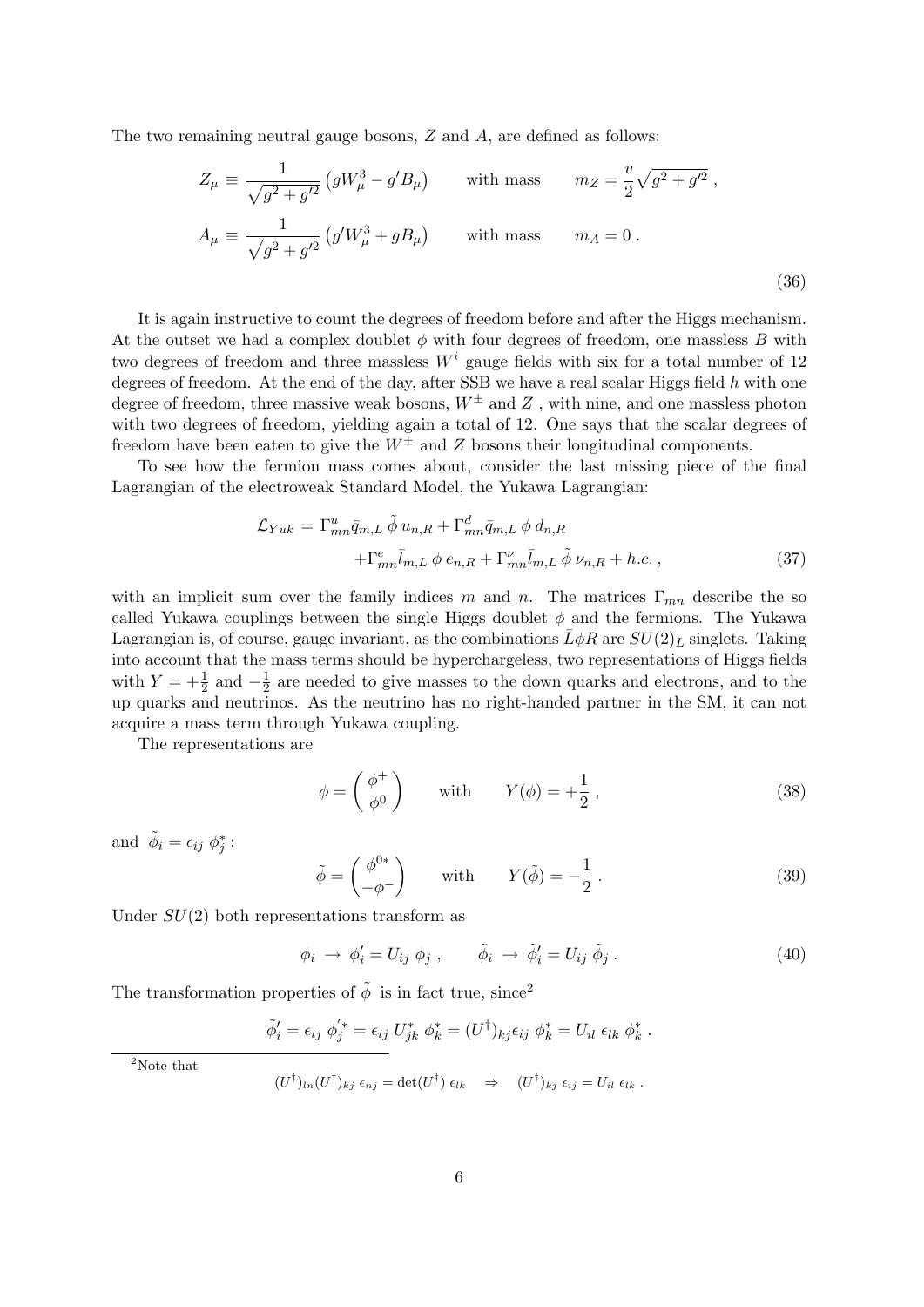The two remaining neutral gauge bosons, $Z$ and $A$, are defined as follows:

$$
\begin{aligned}
Z_\mu &\equiv \frac{1}{\sqrt{g^2+g'^2}}\left(gW^3_\mu - g'B_\mu\right) \qquad \text{with mass} \qquad m_Z = \frac{v}{2}\sqrt{g^2+g'^2}\,, \\
A_\mu &\equiv \frac{1}{\sqrt{g^2+g'^2}}\left(g'W^3_\mu + gB_\mu\right) \qquad \text{with mass} \qquad m_A = 0\,.
\end{aligned}
\tag{36}
$$

It is again instructive to count the degrees of freedom before and after the Higgs mechanism. At the outset we had a complex doublet $\phi$ with four degrees of freedom, one massless $B$ with two degrees of freedom and three massless $W^i$ gauge fields with six for a total number of 12 degrees of freedom. At the end of the day, after SSB we have a real scalar Higgs field $h$ with one degree of freedom, three massive weak bosons, $W^\pm$ and $Z$ , with nine, and one massless photon with two degrees of freedom, yielding again a total of 12. One says that the scalar degrees of freedom have been eaten to give the $W^\pm$ and $Z$ bosons their longitudinal components.

To see how the fermion mass comes about, consider the last missing piece of the final Lagrangian of the electroweak Standard Model, the Yukawa Lagrangian:

$$
\begin{aligned}
\mathcal{L}_{Yuk} = &\ \Gamma^u_{mn}\bar{q}_{m,L}\ \tilde{\phi}\ u_{n,R} + \Gamma^d_{mn}\bar{q}_{m,L}\ \phi\ d_{n,R} \\
&+\Gamma^e_{mn}\bar{l}_{m,L}\ \phi\ e_{n,R} + \Gamma^\nu_{mn}\bar{l}_{m,L}\ \tilde{\phi}\ \nu_{n,R} + h.c.\,,
\end{aligned}
\tag{37}
$$

with an implicit sum over the family indices $m$ and $n$. The matrices $\Gamma_{mn}$ describe the so called Yukawa couplings between the single Higgs doublet $\phi$ and the fermions. The Yukawa Lagrangian is, of course, gauge invariant, as the combinations $\bar{L}\phi R$ are $SU(2)_L$ singlets. Taking into account that the mass terms should be hyperchargeless, two representations of Higgs fields with $Y = +\frac{1}{2}$ and $-\frac{1}{2}$ are needed to give masses to the down quarks and electrons, and to the up quarks and neutrinos. As the neutrino has no right-handed partner in the SM, it can not acquire a mass term through Yukawa coupling.

The representations are

$$
\phi = \begin{pmatrix} \phi^+ \\ \phi^0 \end{pmatrix} \qquad \text{with} \qquad Y(\phi) = +\frac{1}{2}\,,
\tag{38}
$$

and $\tilde{\phi}_i = \epsilon_{ij}\ \phi^*_j$ :

$$
\tilde{\phi} = \begin{pmatrix} \phi^{0*} \\ -\phi^- \end{pmatrix} \qquad \text{with} \qquad Y(\tilde{\phi}) = -\frac{1}{2}\,.
\tag{39}
$$

Under $SU(2)$ both representations transform as

$$
\phi_i \ \to\ \phi'_i = U_{ij}\ \phi_j\,, \qquad \tilde{\phi}_i \ \to\ \tilde{\phi}'_i = U_{ij}\ \tilde{\phi}_j\,.
\tag{40}
$$

The transformation properties of $\tilde{\phi}$ is in fact true, since[2]

$$
\tilde{\phi}'_i = \epsilon_{ij}\ \phi'^*_j = \epsilon_{ij}\ U^*_{jk}\ \phi^*_k = (U^\dagger)_{kj}\epsilon_{ij}\ \phi^*_k = U_{il}\ \epsilon_{lk}\ \phi^*_k\,.
$$

[2] Note that

$$
(U^\dagger)_{ln}(U^\dagger)_{kj}\ \epsilon_{nj} = \det(U^\dagger)\ \epsilon_{lk} \quad \Rightarrow \quad (U^\dagger)_{kj}\ \epsilon_{ij} = U_{il}\ \epsilon_{lk}\,.
$$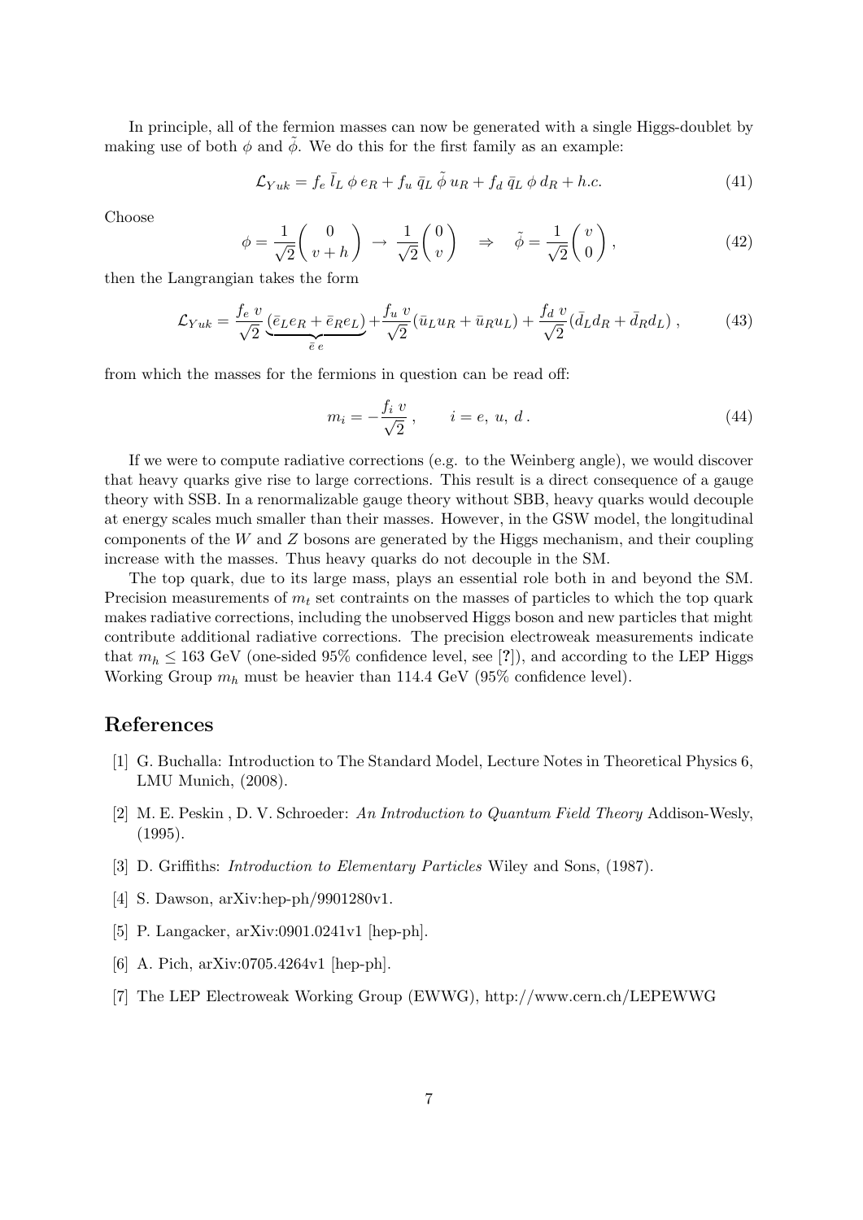In principle, all of the fermion masses can now be generated with a single Higgs-doublet by making use of both $\phi$ and $\tilde{\phi}$. We do this for the first family as an example:

$$\mathcal{L}_{Yuk} = f_e \, \bar{l}_L \, \phi \, e_R + f_u \, \bar{q}_L \, \tilde{\phi} \, u_R + f_d \, \bar{q}_L \, \phi \, d_R + h.c. \tag{41}$$

Choose

$$\phi = \frac{1}{\sqrt{2}} \begin{pmatrix} 0 \\ v+h \end{pmatrix} \rightarrow \frac{1}{\sqrt{2}} \begin{pmatrix} 0 \\ v \end{pmatrix} \quad \Rightarrow \quad \tilde{\phi} = \frac{1}{\sqrt{2}} \begin{pmatrix} v \\ 0 \end{pmatrix}, \tag{42}$$

then the Langrangian takes the form

$$\mathcal{L}_{Yuk} = \frac{f_e \, v}{\sqrt{2}} \underbrace{(\bar{e}_L e_R + \bar{e}_R e_L)}_{\bar{e}\,e} + \frac{f_u \, v}{\sqrt{2}} (\bar{u}_L u_R + \bar{u}_R u_L) + \frac{f_d \, v}{\sqrt{2}} (\bar{d}_L d_R + \bar{d}_R d_L) \,, \tag{43}$$

from which the masses for the fermions in question can be read off:

$$m_i = -\frac{f_i \, v}{\sqrt{2}} \,, \qquad i = e, \, u, \, d \,. \tag{44}$$

If we were to compute radiative corrections (e.g. to the Weinberg angle), we would discover that heavy quarks give rise to large corrections. This result is a direct consequence of a gauge theory with SSB. In a renormalizable gauge theory without SBB, heavy quarks would decouple at energy scales much smaller than their masses. However, in the GSW model, the longitudinal components of the $W$ and $Z$ bosons are generated by the Higgs mechanism, and their coupling increase with the masses. Thus heavy quarks do not decouple in the SM.

The top quark, due to its large mass, plays an essential role both in and beyond the SM. Precision measurements of $m_t$ set contraints on the masses of particles to which the top quark makes radiative corrections, including the unobserved Higgs boson and new particles that might contribute additional radiative corrections. The precision electroweak measurements indicate that $m_h \leq 163$ GeV (one-sided 95% confidence level, see [?]), and according to the LEP Higgs Working Group $m_h$ must be heavier than 114.4 GeV (95% confidence level).

## References

[1] G. Buchalla: Introduction to The Standard Model, Lecture Notes in Theoretical Physics 6, LMU Munich, (2008).

[2] M. E. Peskin , D. V. Schroeder: *An Introduction to Quantum Field Theory* Addison-Wesly, (1995).

[3] D. Griffiths: *Introduction to Elementary Particles* Wiley and Sons, (1987).

[4] S. Dawson, arXiv:hep-ph/9901280v1.

[5] P. Langacker, arXiv:0901.0241v1 [hep-ph].

[6] A. Pich, arXiv:0705.4264v1 [hep-ph].

[7] The LEP Electroweak Working Group (EWWG), http://www.cern.ch/LEPEWWG